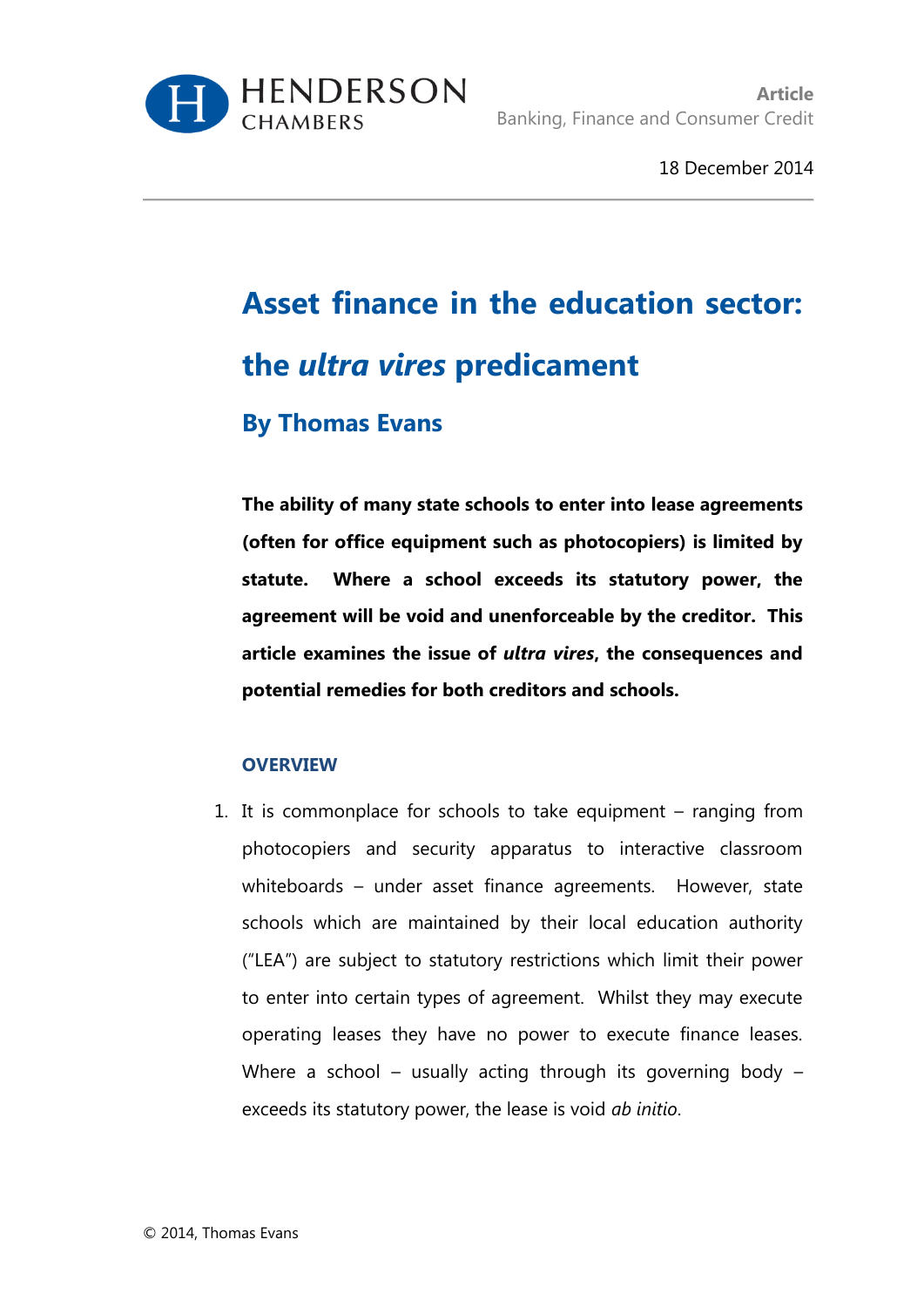HENDERSON CHAMBERS

**Article**
Banking, Finance and Consumer Credit

18 December 2014

# Asset finance in the education sector: the *ultra vires* predicament

## By Thomas Evans

**The ability of many state schools to enter into lease agreements (often for office equipment such as photocopiers) is limited by statute. Where a school exceeds its statutory power, the agreement will be void and unenforceable by the creditor. This article examines the issue of *ultra vires*, the consequences and potential remedies for both creditors and schools.**

### OVERVIEW

1. It is commonplace for schools to take equipment – ranging from photocopiers and security apparatus to interactive classroom whiteboards – under asset finance agreements. However, state schools which are maintained by their local education authority ("LEA") are subject to statutory restrictions which limit their power to enter into certain types of agreement. Whilst they may execute operating leases they have no power to execute finance leases. Where a school – usually acting through its governing body – exceeds its statutory power, the lease is void *ab initio*.

© 2014, Thomas Evans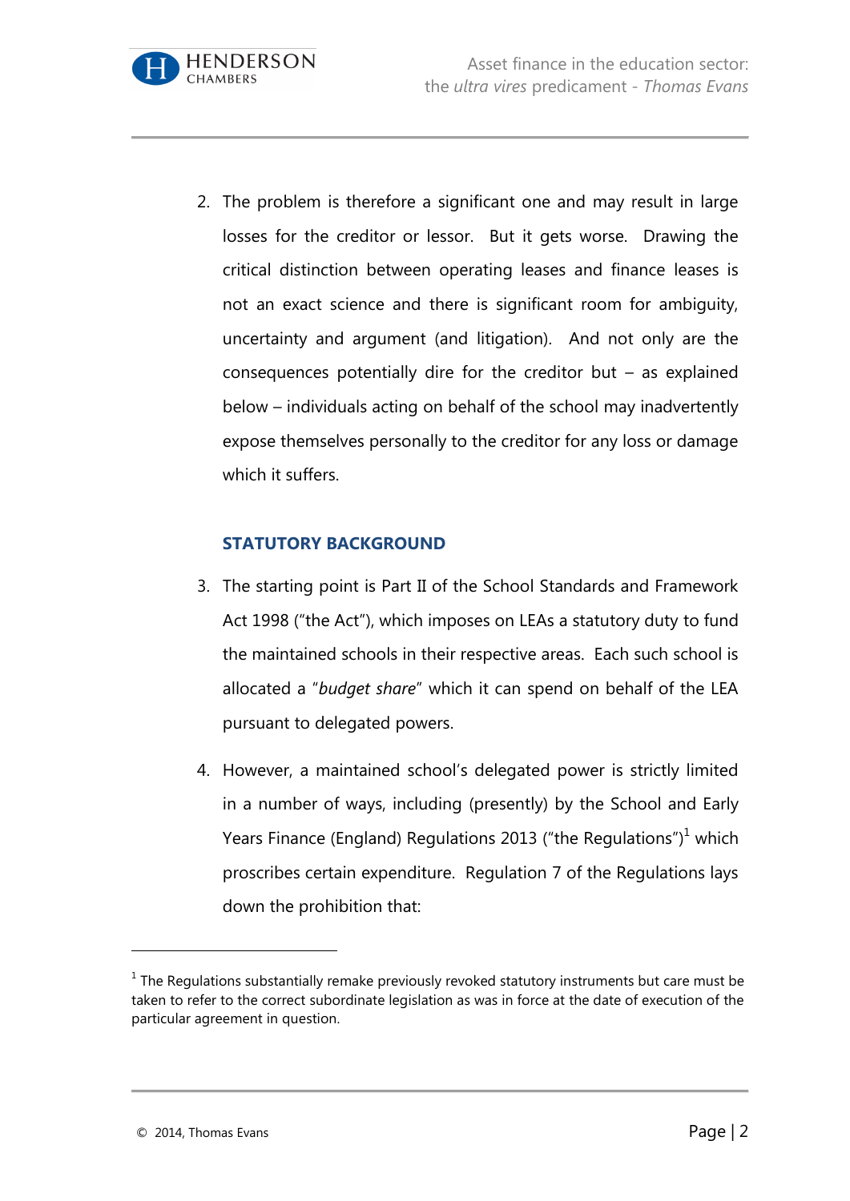2. The problem is therefore a significant one and may result in large losses for the creditor or lessor. But it gets worse. Drawing the critical distinction between operating leases and finance leases is not an exact science and there is significant room for ambiguity, uncertainty and argument (and litigation). And not only are the consequences potentially dire for the creditor but – as explained below – individuals acting on behalf of the school may inadvertently expose themselves personally to the creditor for any loss or damage which it suffers.

## STATUTORY BACKGROUND

3. The starting point is Part II of the School Standards and Framework Act 1998 ("the Act"), which imposes on LEAs a statutory duty to fund the maintained schools in their respective areas. Each such school is allocated a "*budget share*" which it can spend on behalf of the LEA pursuant to delegated powers.

4. However, a maintained school's delegated power is strictly limited in a number of ways, including (presently) by the School and Early Years Finance (England) Regulations 2013 ("the Regulations")[1] which proscribes certain expenditure. Regulation 7 of the Regulations lays down the prohibition that:

---

[1] The Regulations substantially remake previously revoked statutory instruments but care must be taken to refer to the correct subordinate legislation as was in force at the date of execution of the particular agreement in question.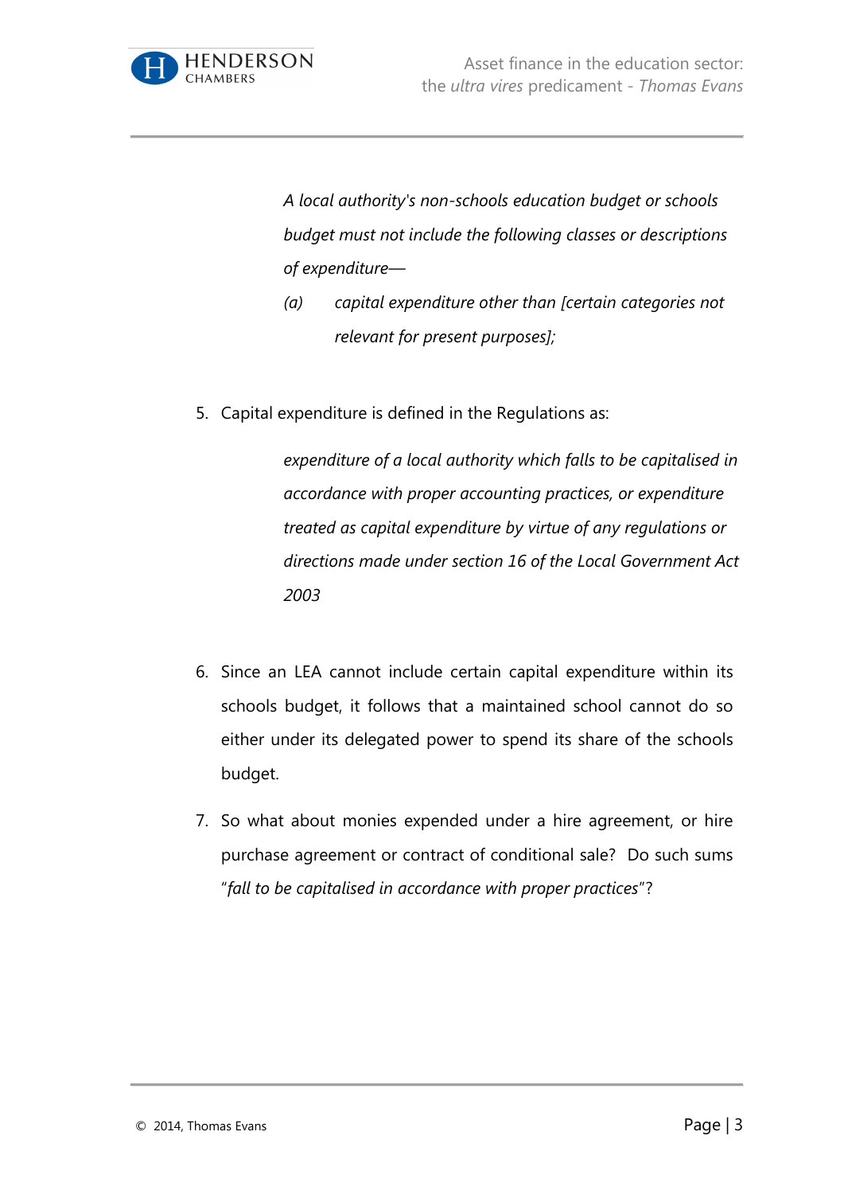> *A local authority's non-schools education budget or schools budget must not include the following classes or descriptions of expenditure—*
>
> *(a) capital expenditure other than [certain categories not relevant for present purposes];*

5. Capital expenditure is defined in the Regulations as:

> *expenditure of a local authority which falls to be capitalised in accordance with proper accounting practices, or expenditure treated as capital expenditure by virtue of any regulations or directions made under section 16 of the Local Government Act 2003*

6. Since an LEA cannot include certain capital expenditure within its schools budget, it follows that a maintained school cannot do so either under its delegated power to spend its share of the schools budget.

7. So what about monies expended under a hire agreement, or hire purchase agreement or contract of conditional sale? Do such sums "*fall to be capitalised in accordance with proper practices*"?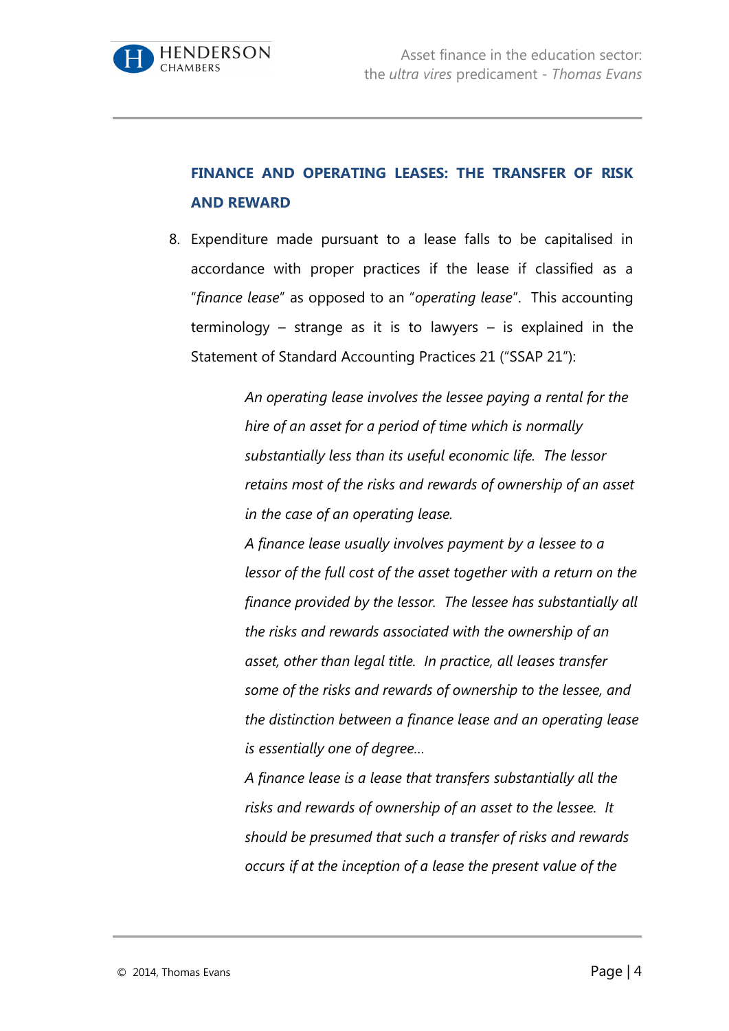## FINANCE AND OPERATING LEASES: THE TRANSFER OF RISK AND REWARD

8. Expenditure made pursuant to a lease falls to be capitalised in accordance with proper practices if the lease if classified as a "*finance lease*" as opposed to an "*operating lease*". This accounting terminology – strange as it is to lawyers – is explained in the Statement of Standard Accounting Practices 21 ("SSAP 21"):

> *An operating lease involves the lessee paying a rental for the hire of an asset for a period of time which is normally substantially less than its useful economic life. The lessor retains most of the risks and rewards of ownership of an asset in the case of an operating lease.*
>
> *A finance lease usually involves payment by a lessee to a lessor of the full cost of the asset together with a return on the finance provided by the lessor. The lessee has substantially all the risks and rewards associated with the ownership of an asset, other than legal title. In practice, all leases transfer some of the risks and rewards of ownership to the lessee, and the distinction between a finance lease and an operating lease is essentially one of degree…*
>
> *A finance lease is a lease that transfers substantially all the risks and rewards of ownership of an asset to the lessee. It should be presumed that such a transfer of risks and rewards occurs if at the inception of a lease the present value of the*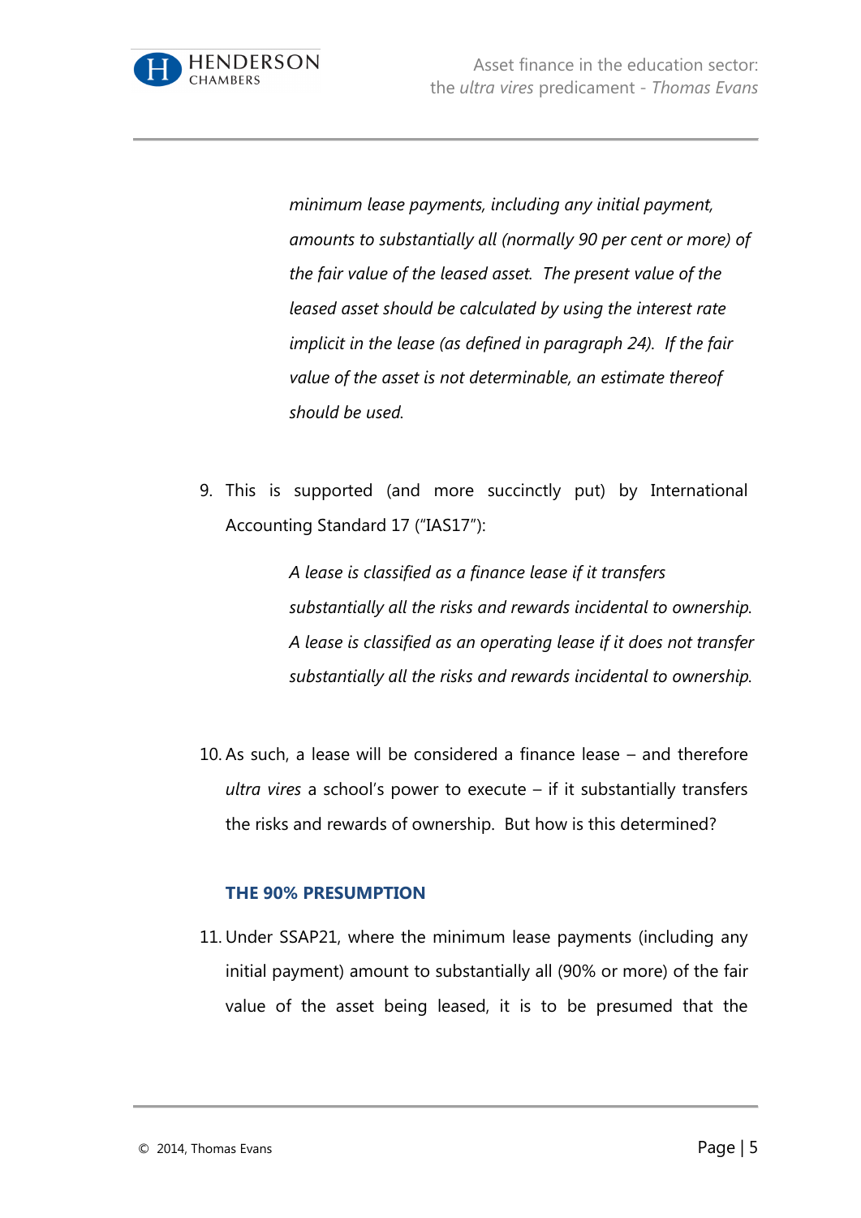> *minimum lease payments, including any initial payment, amounts to substantially all (normally 90 per cent or more) of the fair value of the leased asset. The present value of the leased asset should be calculated by using the interest rate implicit in the lease (as defined in paragraph 24). If the fair value of the asset is not determinable, an estimate thereof should be used.*

9. This is supported (and more succinctly put) by International Accounting Standard 17 ("IAS17"):

> *A lease is classified as a finance lease if it transfers substantially all the risks and rewards incidental to ownership. A lease is classified as an operating lease if it does not transfer substantially all the risks and rewards incidental to ownership.*

10. As such, a lease will be considered a finance lease – and therefore *ultra vires* a school's power to execute – if it substantially transfers the risks and rewards of ownership. But how is this determined?

## THE 90% PRESUMPTION

11. Under SSAP21, where the minimum lease payments (including any initial payment) amount to substantially all (90% or more) of the fair value of the asset being leased, it is to be presumed that the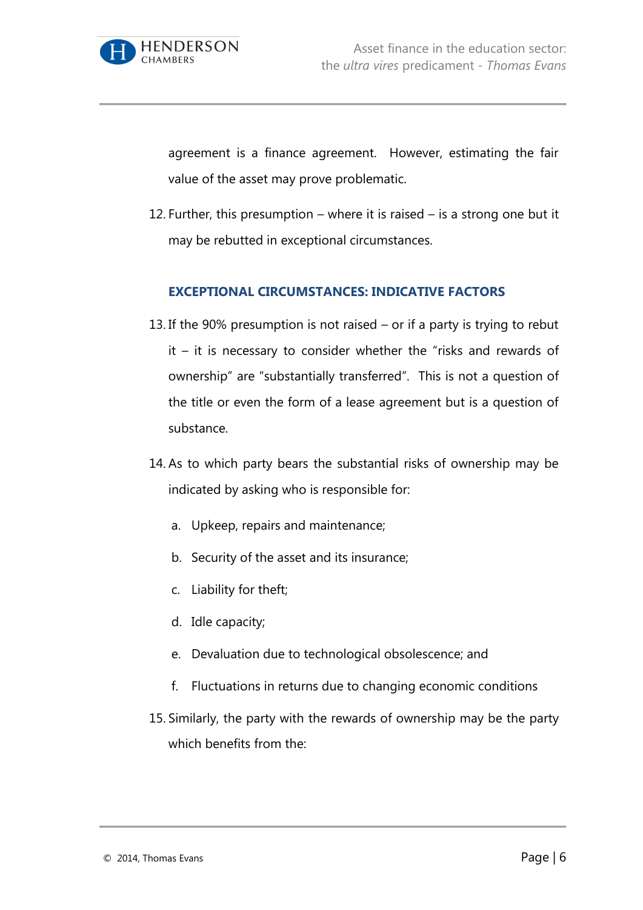agreement is a finance agreement. However, estimating the fair value of the asset may prove problematic.

12. Further, this presumption – where it is raised – is a strong one but it may be rebutted in exceptional circumstances.

## EXCEPTIONAL CIRCUMSTANCES: INDICATIVE FACTORS

13. If the 90% presumption is not raised – or if a party is trying to rebut it – it is necessary to consider whether the "risks and rewards of ownership" are "substantially transferred". This is not a question of the title or even the form of a lease agreement but is a question of substance.

14. As to which party bears the substantial risks of ownership may be indicated by asking who is responsible for:

    a. Upkeep, repairs and maintenance;

    b. Security of the asset and its insurance;

    c. Liability for theft;

    d. Idle capacity;

    e. Devaluation due to technological obsolescence; and

    f. Fluctuations in returns due to changing economic conditions

15. Similarly, the party with the rewards of ownership may be the party which benefits from the: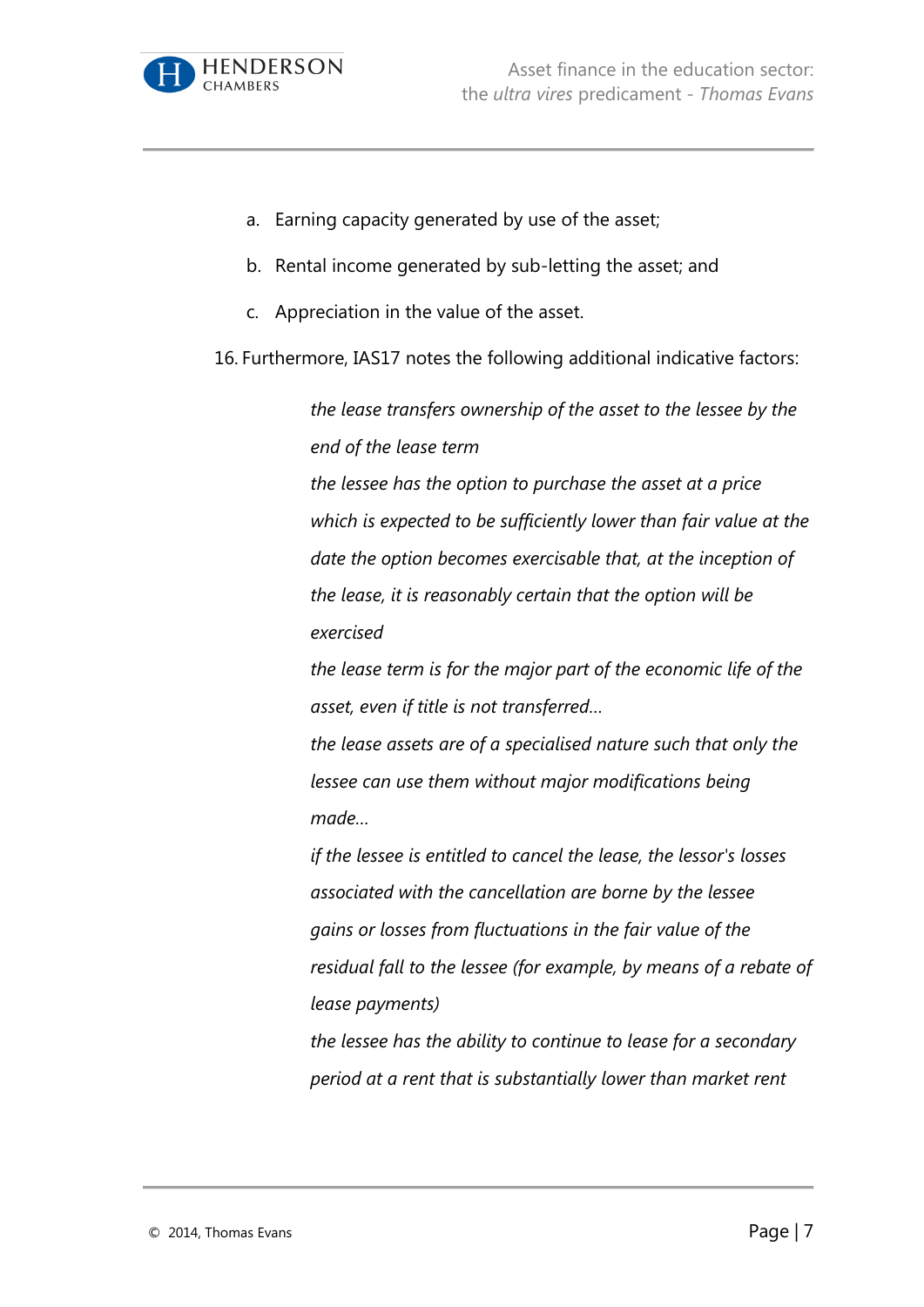a. Earning capacity generated by use of the asset;

b. Rental income generated by sub-letting the asset; and

c. Appreciation in the value of the asset.

16. Furthermore, IAS17 notes the following additional indicative factors:

> *the lease transfers ownership of the asset to the lessee by the end of the lease term*
>
> *the lessee has the option to purchase the asset at a price which is expected to be sufficiently lower than fair value at the date the option becomes exercisable that, at the inception of the lease, it is reasonably certain that the option will be exercised*
>
> *the lease term is for the major part of the economic life of the asset, even if title is not transferred...*
>
> *the lease assets are of a specialised nature such that only the lessee can use them without major modifications being made...*
>
> *if the lessee is entitled to cancel the lease, the lessor's losses associated with the cancellation are borne by the lessee*
>
> *gains or losses from fluctuations in the fair value of the residual fall to the lessee (for example, by means of a rebate of lease payments)*
>
> *the lessee has the ability to continue to lease for a secondary period at a rent that is substantially lower than market rent*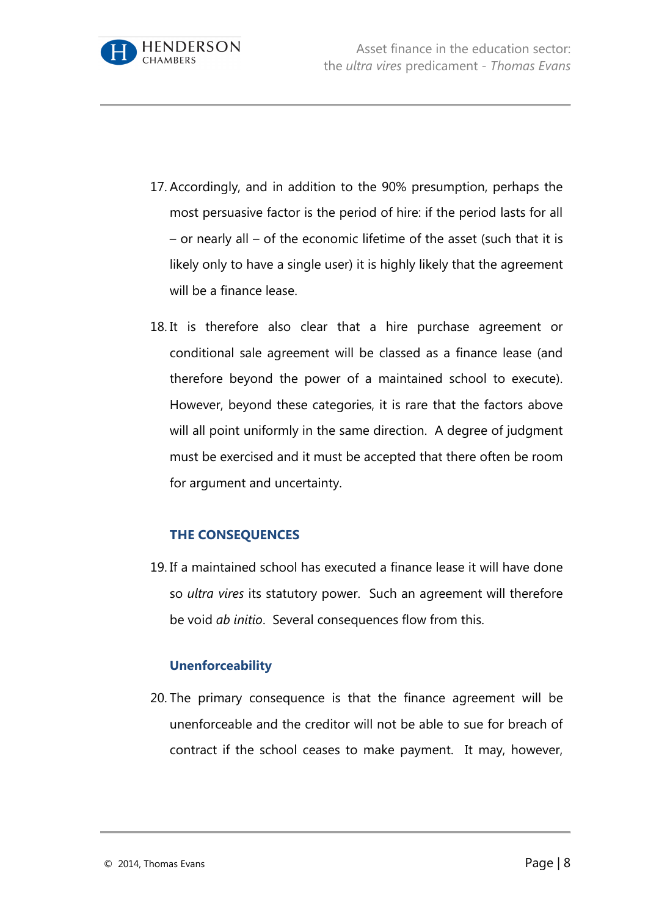17. Accordingly, and in addition to the 90% presumption, perhaps the most persuasive factor is the period of hire: if the period lasts for all – or nearly all – of the economic lifetime of the asset (such that it is likely only to have a single user) it is highly likely that the agreement will be a finance lease.

18. It is therefore also clear that a hire purchase agreement or conditional sale agreement will be classed as a finance lease (and therefore beyond the power of a maintained school to execute). However, beyond these categories, it is rare that the factors above will all point uniformly in the same direction. A degree of judgment must be exercised and it must be accepted that there often be room for argument and uncertainty.

## THE CONSEQUENCES

19. If a maintained school has executed a finance lease it will have done so *ultra vires* its statutory power. Such an agreement will therefore be void *ab initio*. Several consequences flow from this.

### Unenforceability

20. The primary consequence is that the finance agreement will be unenforceable and the creditor will not be able to sue for breach of contract if the school ceases to make payment. It may, however,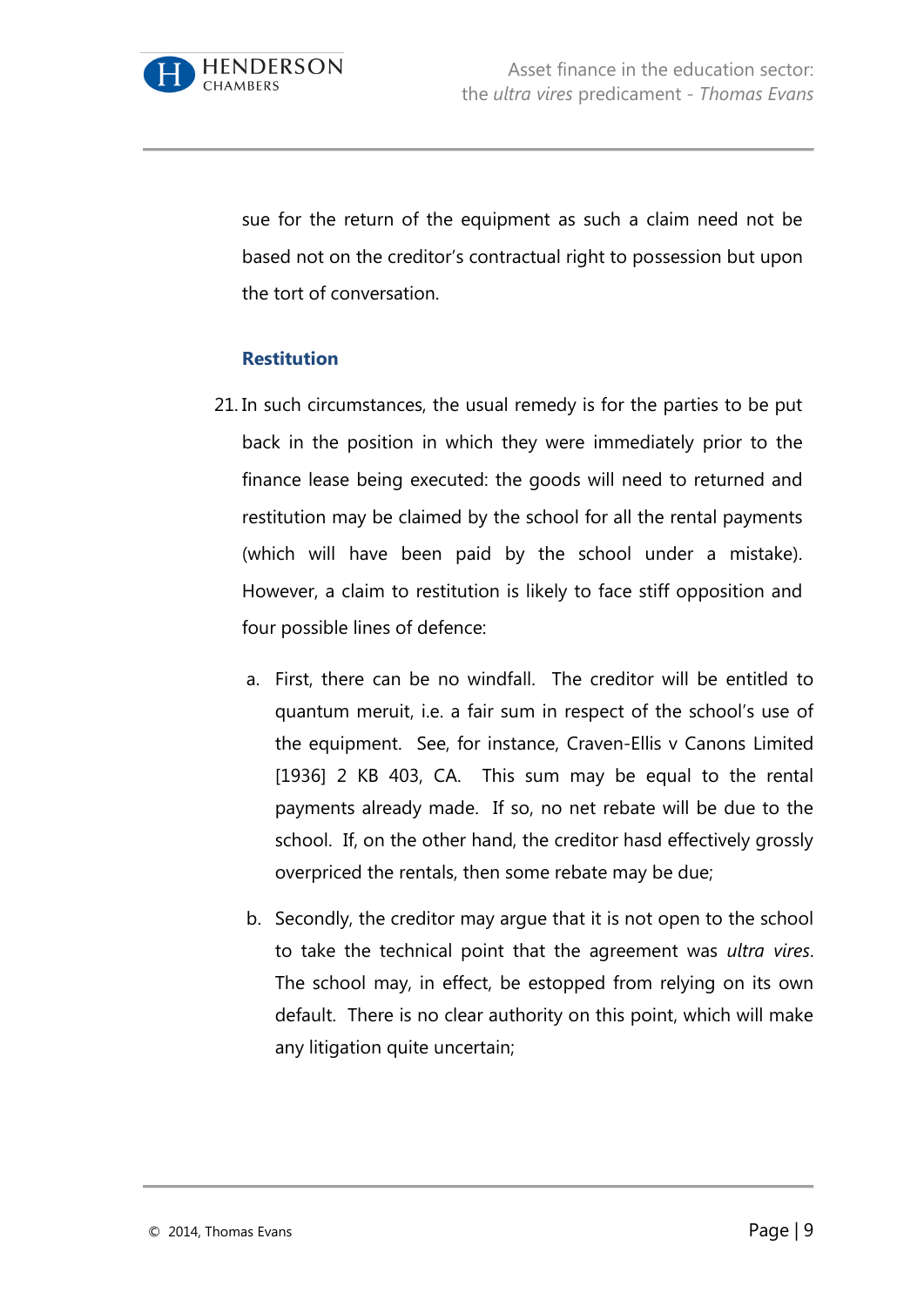sue for the return of the equipment as such a claim need not be based not on the creditor's contractual right to possession but upon the tort of conversation.

### Restitution

21. In such circumstances, the usual remedy is for the parties to be put back in the position in which they were immediately prior to the finance lease being executed: the goods will need to returned and restitution may be claimed by the school for all the rental payments (which will have been paid by the school under a mistake). However, a claim to restitution is likely to face stiff opposition and four possible lines of defence:

    a. First, there can be no windfall. The creditor will be entitled to quantum meruit, i.e. a fair sum in respect of the school's use of the equipment. See, for instance, Craven-Ellis v Canons Limited [1936] 2 KB 403, CA. This sum may be equal to the rental payments already made. If so, no net rebate will be due to the school. If, on the other hand, the creditor hasd effectively grossly overpriced the rentals, then some rebate may be due;

    b. Secondly, the creditor may argue that it is not open to the school to take the technical point that the agreement was *ultra vires*. The school may, in effect, be estopped from relying on its own default. There is no clear authority on this point, which will make any litigation quite uncertain;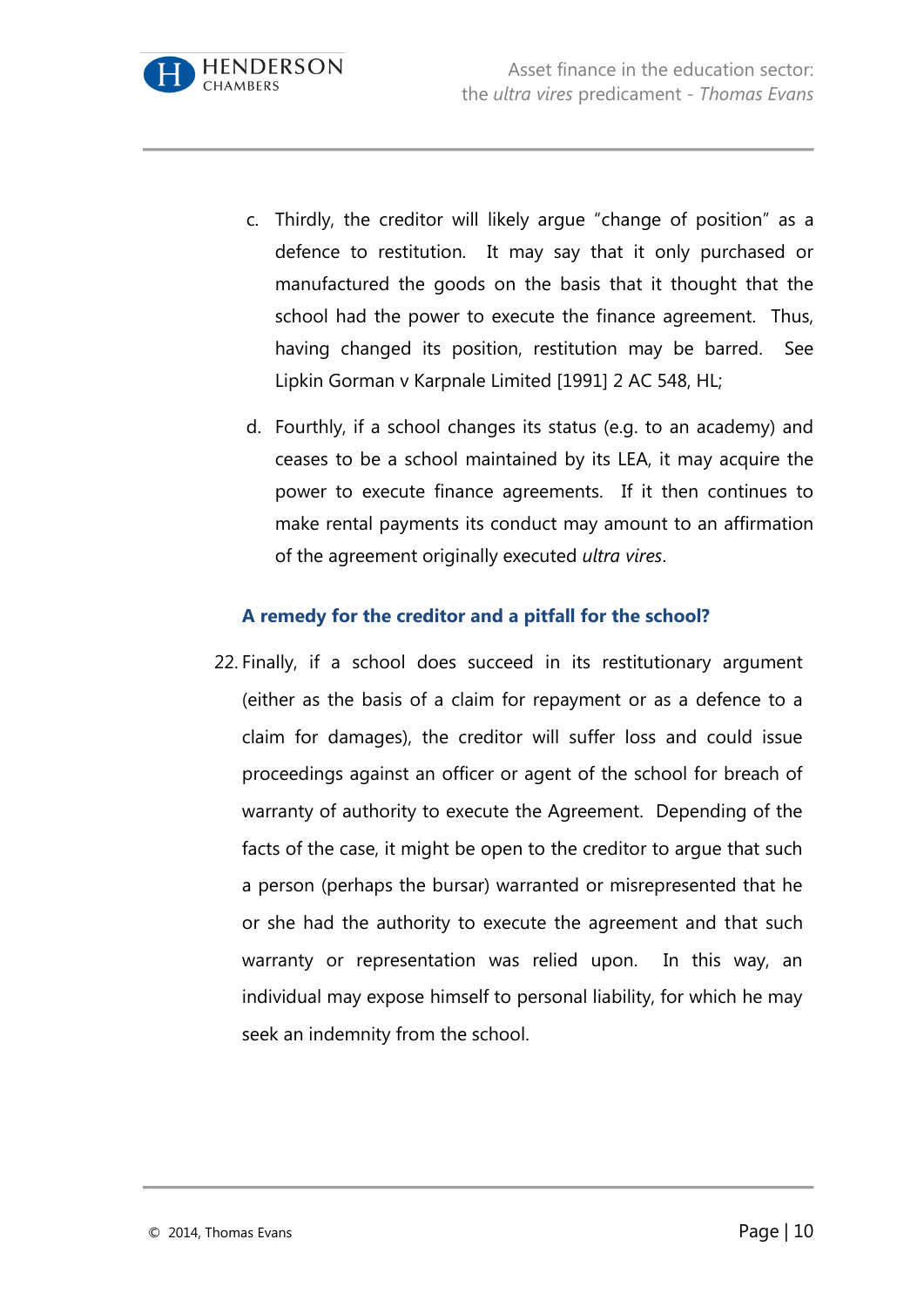c. Thirdly, the creditor will likely argue "change of position" as a defence to restitution. It may say that it only purchased or manufactured the goods on the basis that it thought that the school had the power to execute the finance agreement. Thus, having changed its position, restitution may be barred. See Lipkin Gorman v Karpnale Limited [1991] 2 AC 548, HL;

d. Fourthly, if a school changes its status (e.g. to an academy) and ceases to be a school maintained by its LEA, it may acquire the power to execute finance agreements. If it then continues to make rental payments its conduct may amount to an affirmation of the agreement originally executed *ultra vires*.

### A remedy for the creditor and a pitfall for the school?

22. Finally, if a school does succeed in its restitutionary argument (either as the basis of a claim for repayment or as a defence to a claim for damages), the creditor will suffer loss and could issue proceedings against an officer or agent of the school for breach of warranty of authority to execute the Agreement. Depending of the facts of the case, it might be open to the creditor to argue that such a person (perhaps the bursar) warranted or misrepresented that he or she had the authority to execute the agreement and that such warranty or representation was relied upon. In this way, an individual may expose himself to personal liability, for which he may seek an indemnity from the school.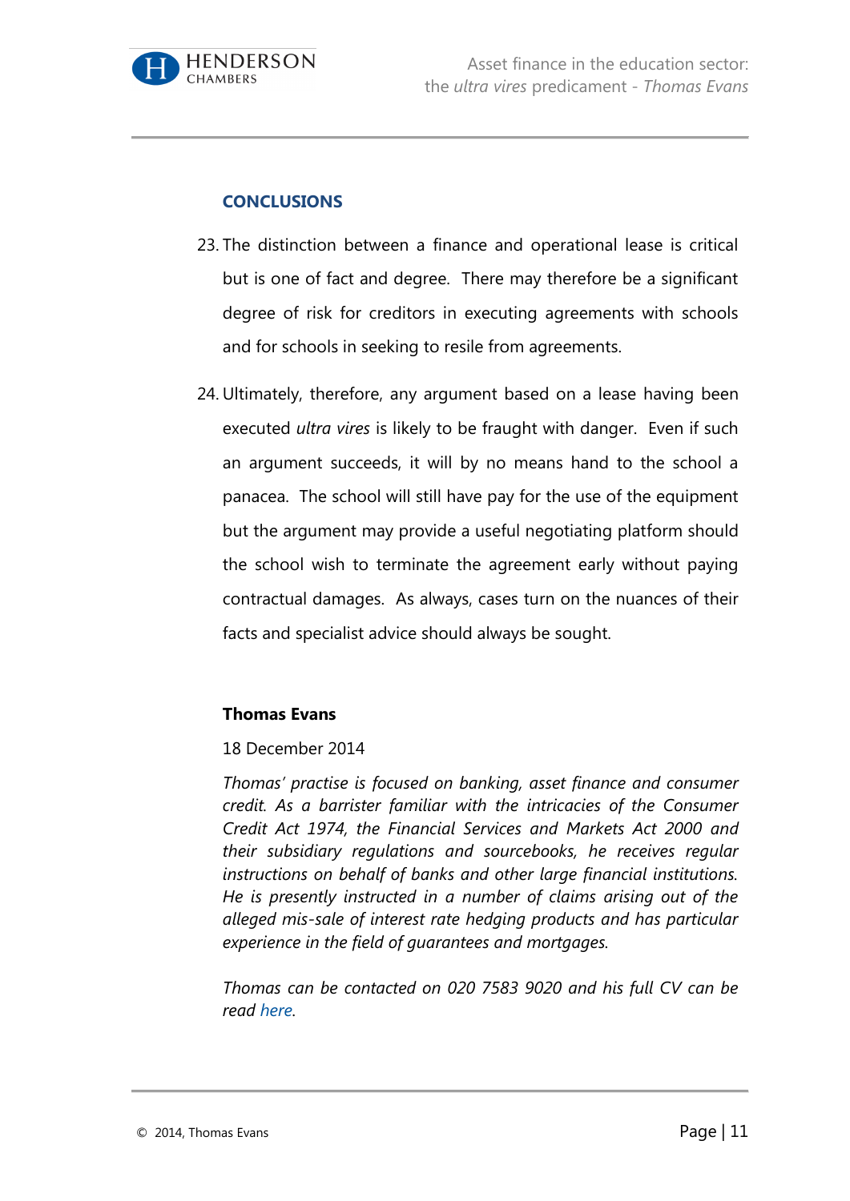## CONCLUSIONS

23. The distinction between a finance and operational lease is critical but is one of fact and degree. There may therefore be a significant degree of risk for creditors in executing agreements with schools and for schools in seeking to resile from agreements.

24. Ultimately, therefore, any argument based on a lease having been executed *ultra vires* is likely to be fraught with danger. Even if such an argument succeeds, it will by no means hand to the school a panacea. The school will still have pay for the use of the equipment but the argument may provide a useful negotiating platform should the school wish to terminate the agreement early without paying contractual damages. As always, cases turn on the nuances of their facts and specialist advice should always be sought.

**Thomas Evans**

18 December 2014

*Thomas' practise is focused on banking, asset finance and consumer credit. As a barrister familiar with the intricacies of the Consumer Credit Act 1974, the Financial Services and Markets Act 2000 and their subsidiary regulations and sourcebooks, he receives regular instructions on behalf of banks and other large financial institutions. He is presently instructed in a number of claims arising out of the alleged mis-sale of interest rate hedging products and has particular experience in the field of guarantees and mortgages.*

*Thomas can be contacted on 020 7583 9020 and his full CV can be read here.*

© 2014, Thomas Evans